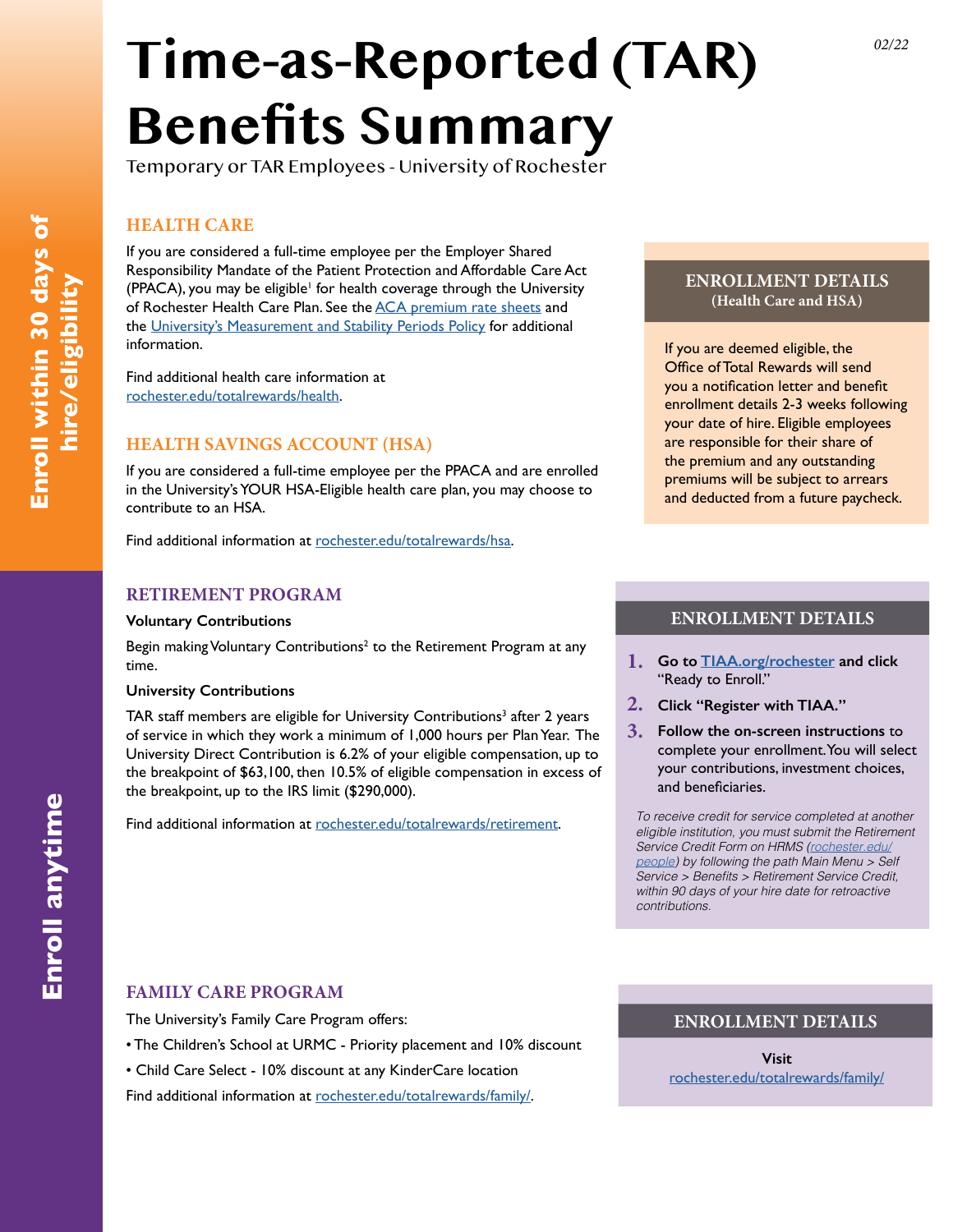# Time-as-Reported (TAR) Benefits Summary

Temporary or TAR Employees - University of Rochester

02/22

Enroll within 30 days of hire/eligibility

## HEALTH CARE

If you are considered a full-time employee per the Employer Shared Responsibility Mandate of the Patient Protection and Affordable Care Act (PPACA), you may be eligible[1] for health coverage through the University of Rochester Health Care Plan. See the ACA premium rate sheets and the University's Measurement and Stability Periods Policy for additional information.

Find additional health care information at rochester.edu/totalrewards/health.

## HEALTH SAVINGS ACCOUNT (HSA)

If you are considered a full-time employee per the PPACA and are enrolled in the University's YOUR HSA-Eligible health care plan, you may choose to contribute to an HSA.

Find additional information at rochester.edu/totalrewards/hsa.

### ENROLLMENT DETAILS (Health Care and HSA)

If you are deemed eligible, the Office of Total Rewards will send you a notification letter and benefit enrollment details 2-3 weeks following your date of hire. Eligible employees are responsible for their share of the premium and any outstanding premiums will be subject to arrears and deducted from a future paycheck.

Enroll anytime

## RETIREMENT PROGRAM

**Voluntary Contributions**

Begin making Voluntary Contributions[2] to the Retirement Program at any time.

**University Contributions**

TAR staff members are eligible for University Contributions[3] after 2 years of service in which they work a minimum of 1,000 hours per Plan Year. The University Direct Contribution is 6.2% of your eligible compensation, up to the breakpoint of $63,100, then 10.5% of eligible compensation in excess of the breakpoint, up to the IRS limit ($290,000).

Find additional information at rochester.edu/totalrewards/retirement.

### ENROLLMENT DETAILS

1. **Go to TIAA.org/rochester and click** "Ready to Enroll."
2. **Click "Register with TIAA."**
3. **Follow the on-screen instructions** to complete your enrollment. You will select your contributions, investment choices, and beneficiaries.

*To receive credit for service completed at another eligible institution, you must submit the Retirement Service Credit Form on HRMS (rochester.edu/people) by following the path Main Menu > Self Service > Benefits > Retirement Service Credit, within 90 days of your hire date for retroactive contributions.*

## FAMILY CARE PROGRAM

The University's Family Care Program offers:

- The Children's School at URMC - Priority placement and 10% discount
- Child Care Select - 10% discount at any KinderCare location

Find additional information at rochester.edu/totalrewards/family/.

### ENROLLMENT DETAILS

**Visit**
rochester.edu/totalrewards/family/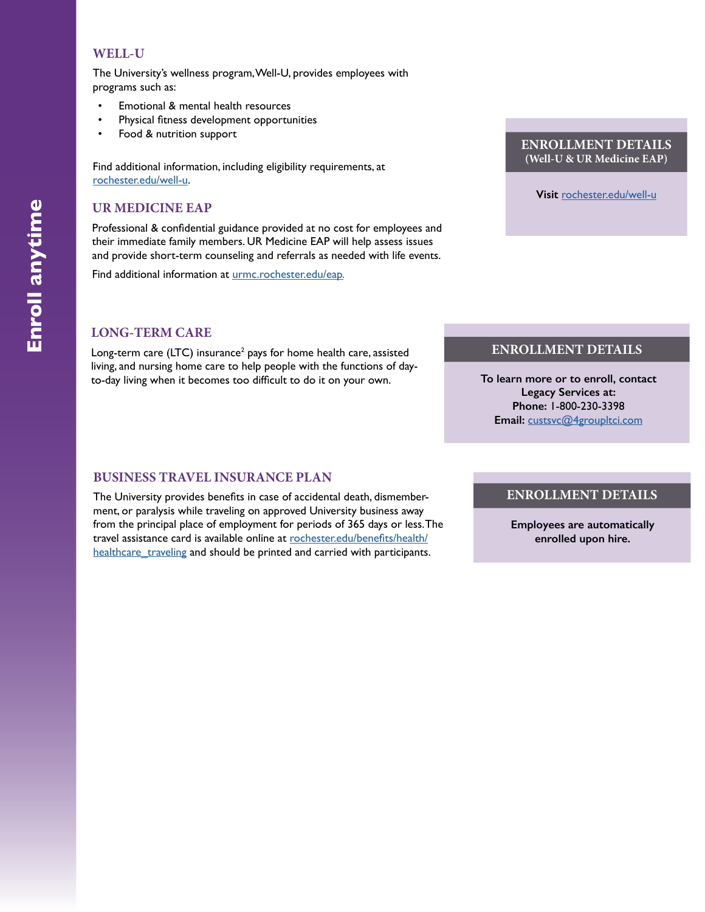Enroll anytime

## WELL-U

The University's wellness program, Well-U, provides employees with programs such as:

- Emotional & mental health resources
- Physical fitness development opportunities
- Food & nutrition support

Find additional information, including eligibility requirements, at rochester.edu/well-u.

## UR MEDICINE EAP

Professional & confidential guidance provided at no cost for employees and their immediate family members. UR Medicine EAP will help assess issues and provide short-term counseling and referrals as needed with life events.

Find additional information at urmc.rochester.edu/eap.

### ENROLLMENT DETAILS
**(Well-U & UR Medicine EAP)**

**Visit** rochester.edu/well-u

## LONG-TERM CARE

Long-term care (LTC) insurance[2] pays for home health care, assisted living, and nursing home care to help people with the functions of day-to-day living when it becomes too difficult to do it on your own.

### ENROLLMENT DETAILS

**To learn more or to enroll, contact Legacy Services at:**
**Phone:** 1-800-230-3398
**Email:** custsvc@4groupltci.com

## BUSINESS TRAVEL INSURANCE PLAN

The University provides benefits in case of accidental death, dismemberment, or paralysis while traveling on approved University business away from the principal place of employment for periods of 365 days or less. The travel assistance card is available online at rochester.edu/benefits/health/healthcare_traveling and should be printed and carried with participants.

### ENROLLMENT DETAILS

**Employees are automatically enrolled upon hire.**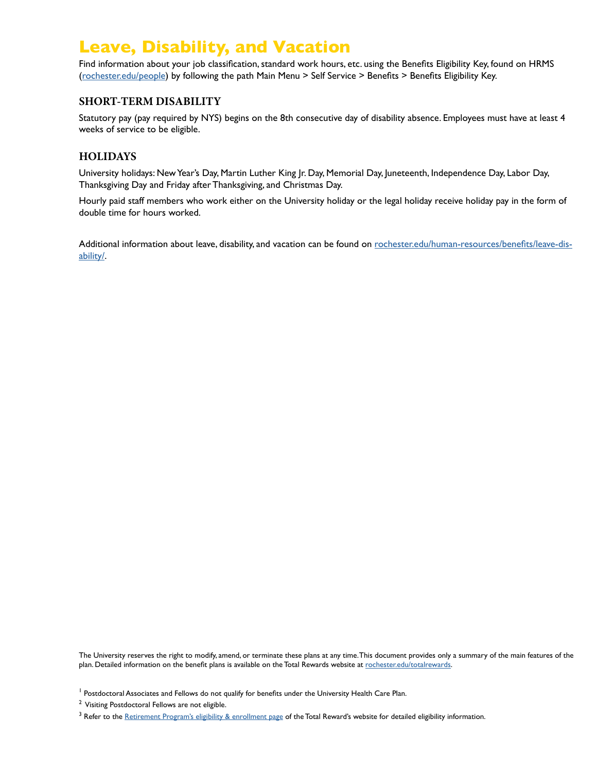# Leave, Disability, and Vacation

Find information about your job classification, standard work hours, etc. using the Benefits Eligibility Key, found on HRMS (rochester.edu/people) by following the path Main Menu > Self Service > Benefits > Benefits Eligibility Key.

## SHORT-TERM DISABILITY

Statutory pay (pay required by NYS) begins on the 8th consecutive day of disability absence. Employees must have at least 4 weeks of service to be eligible.

## HOLIDAYS

University holidays: New Year's Day, Martin Luther King Jr. Day, Memorial Day, Juneteenth, Independence Day, Labor Day, Thanksgiving Day and Friday after Thanksgiving, and Christmas Day.

Hourly paid staff members who work either on the University holiday or the legal holiday receive holiday pay in the form of double time for hours worked.

Additional information about leave, disability, and vacation can be found on rochester.edu/human-resources/benefits/leave-disability/.

The University reserves the right to modify, amend, or terminate these plans at any time. This document provides only a summary of the main features of the plan. Detailed information on the benefit plans is available on the Total Rewards website at rochester.edu/totalrewards.

[1] Postdoctoral Associates and Fellows do not qualify for benefits under the University Health Care Plan.

[2] Visiting Postdoctoral Fellows are not eligible.

[3] Refer to the Retirement Program's eligibility & enrollment page of the Total Reward's website for detailed eligibility information.